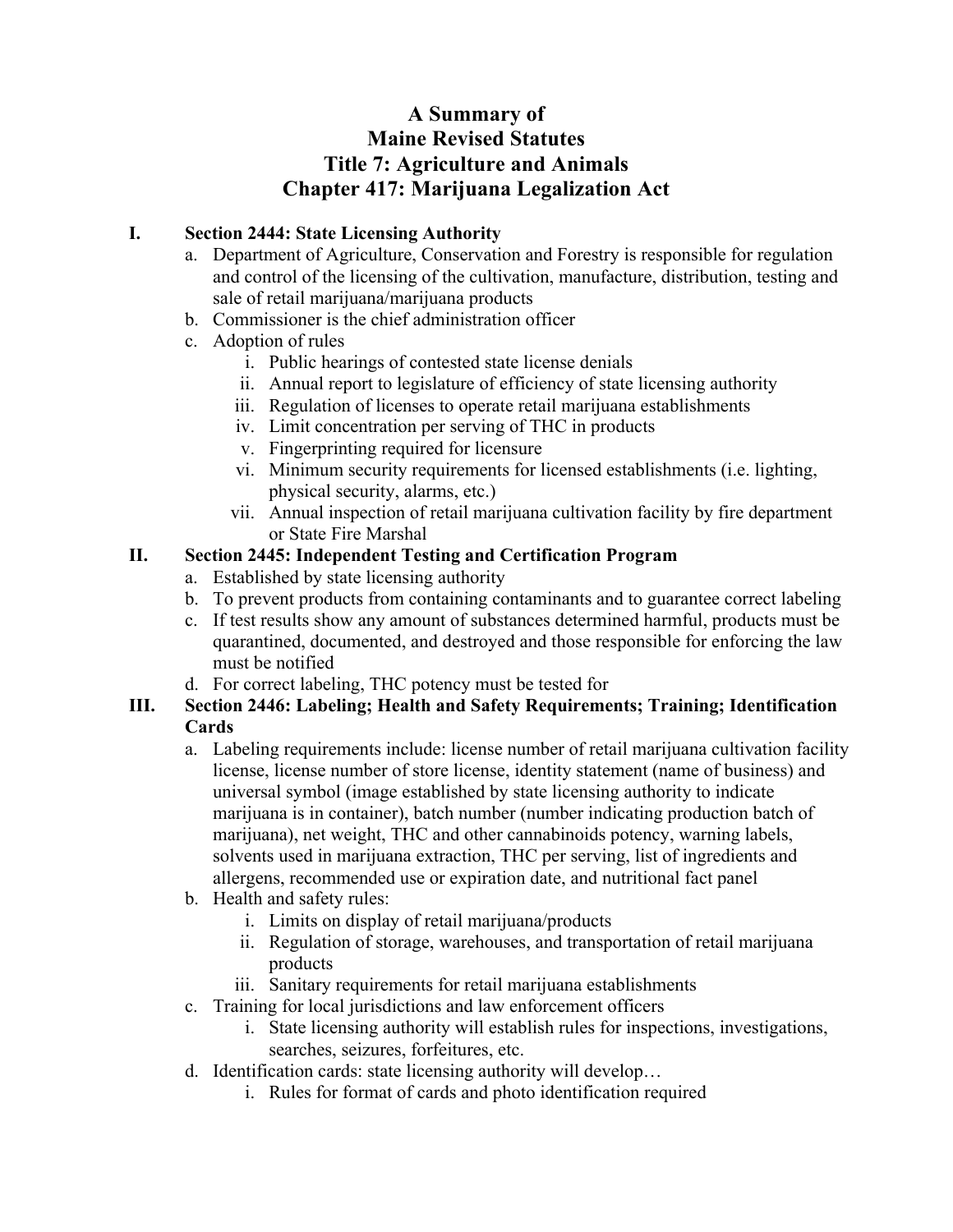# A Summary of Maine Revised Statutes Title 7: Agriculture and Animals Chapter 417: Marijuana Legalization Act

## I. Section 2444: State Licensing Authority

a. Department of Agriculture, Conservation and Forestry is responsible for regulation and control of the licensing of the cultivation, manufacture, distribution, testing and sale of retail marijuana/marijuana products

b. Commissioner is the chief administration officer

c. Adoption of rules

   i. Public hearings of contested state license denials

   ii. Annual report to legislature of efficiency of state licensing authority

   iii. Regulation of licenses to operate retail marijuana establishments

   iv. Limit concentration per serving of THC in products

   v. Fingerprinting required for licensure

   vi. Minimum security requirements for licensed establishments (i.e. lighting, physical security, alarms, etc.)

   vii. Annual inspection of retail marijuana cultivation facility by fire department or State Fire Marshal

## II. Section 2445: Independent Testing and Certification Program

a. Established by state licensing authority

b. To prevent products from containing contaminants and to guarantee correct labeling

c. If test results show any amount of substances determined harmful, products must be quarantined, documented, and destroyed and those responsible for enforcing the law must be notified

d. For correct labeling, THC potency must be tested for

## III. Section 2446: Labeling; Health and Safety Requirements; Training; Identification Cards

a. Labeling requirements include: license number of retail marijuana cultivation facility license, license number of store license, identity statement (name of business) and universal symbol (image established by state licensing authority to indicate marijuana is in container), batch number (number indicating production batch of marijuana), net weight, THC and other cannabinoids potency, warning labels, solvents used in marijuana extraction, THC per serving, list of ingredients and allergens, recommended use or expiration date, and nutritional fact panel

b. Health and safety rules:

   i. Limits on display of retail marijuana/products

   ii. Regulation of storage, warehouses, and transportation of retail marijuana products

   iii. Sanitary requirements for retail marijuana establishments

c. Training for local jurisdictions and law enforcement officers

   i. State licensing authority will establish rules for inspections, investigations, searches, seizures, forfeitures, etc.

d. Identification cards: state licensing authority will develop…

   i. Rules for format of cards and photo identification required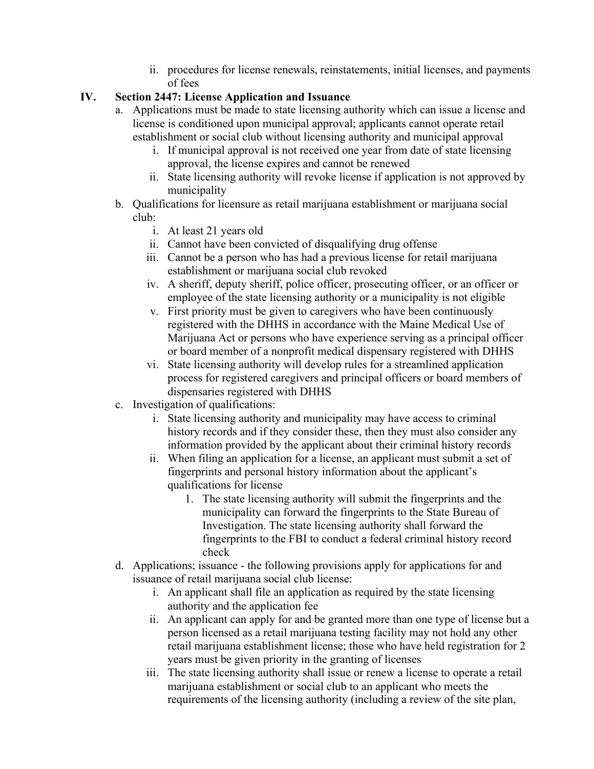ii. procedures for license renewals, reinstatements, initial licenses, and payments of fees

## IV. Section 2447: License Application and Issuance

a. Applications must be made to state licensing authority which can issue a license and license is conditioned upon municipal approval; applicants cannot operate retail establishment or social club without licensing authority and municipal approval
   i. If municipal approval is not received one year from date of state licensing approval, the license expires and cannot be renewed
   ii. State licensing authority will revoke license if application is not approved by municipality

b. Qualifications for licensure as retail marijuana establishment or marijuana social club:
   i. At least 21 years old
   ii. Cannot have been convicted of disqualifying drug offense
   iii. Cannot be a person who has had a previous license for retail marijuana establishment or marijuana social club revoked
   iv. A sheriff, deputy sheriff, police officer, prosecuting officer, or an officer or employee of the state licensing authority or a municipality is not eligible
   v. First priority must be given to caregivers who have been continuously registered with the DHHS in accordance with the Maine Medical Use of Marijuana Act or persons who have experience serving as a principal officer or board member of a nonprofit medical dispensary registered with DHHS
   vi. State licensing authority will develop rules for a streamlined application process for registered caregivers and principal officers or board members of dispensaries registered with DHHS

c. Investigation of qualifications:
   i. State licensing authority and municipality may have access to criminal history records and if they consider these, then they must also consider any information provided by the applicant about their criminal history records
   ii. When filing an application for a license, an applicant must submit a set of fingerprints and personal history information about the applicant's qualifications for license
      1. The state licensing authority will submit the fingerprints and the municipality can forward the fingerprints to the State Bureau of Investigation. The state licensing authority shall forward the fingerprints to the FBI to conduct a federal criminal history record check

d. Applications; issuance - the following provisions apply for applications for and issuance of retail marijuana social club license:
   i. An applicant shall file an application as required by the state licensing authority and the application fee
   ii. An applicant can apply for and be granted more than one type of license but a person licensed as a retail marijuana testing facility may not hold any other retail marijuana establishment license; those who have held registration for 2 years must be given priority in the granting of licenses
   iii. The state licensing authority shall issue or renew a license to operate a retail marijuana establishment or social club to an applicant who meets the requirements of the licensing authority (including a review of the site plan,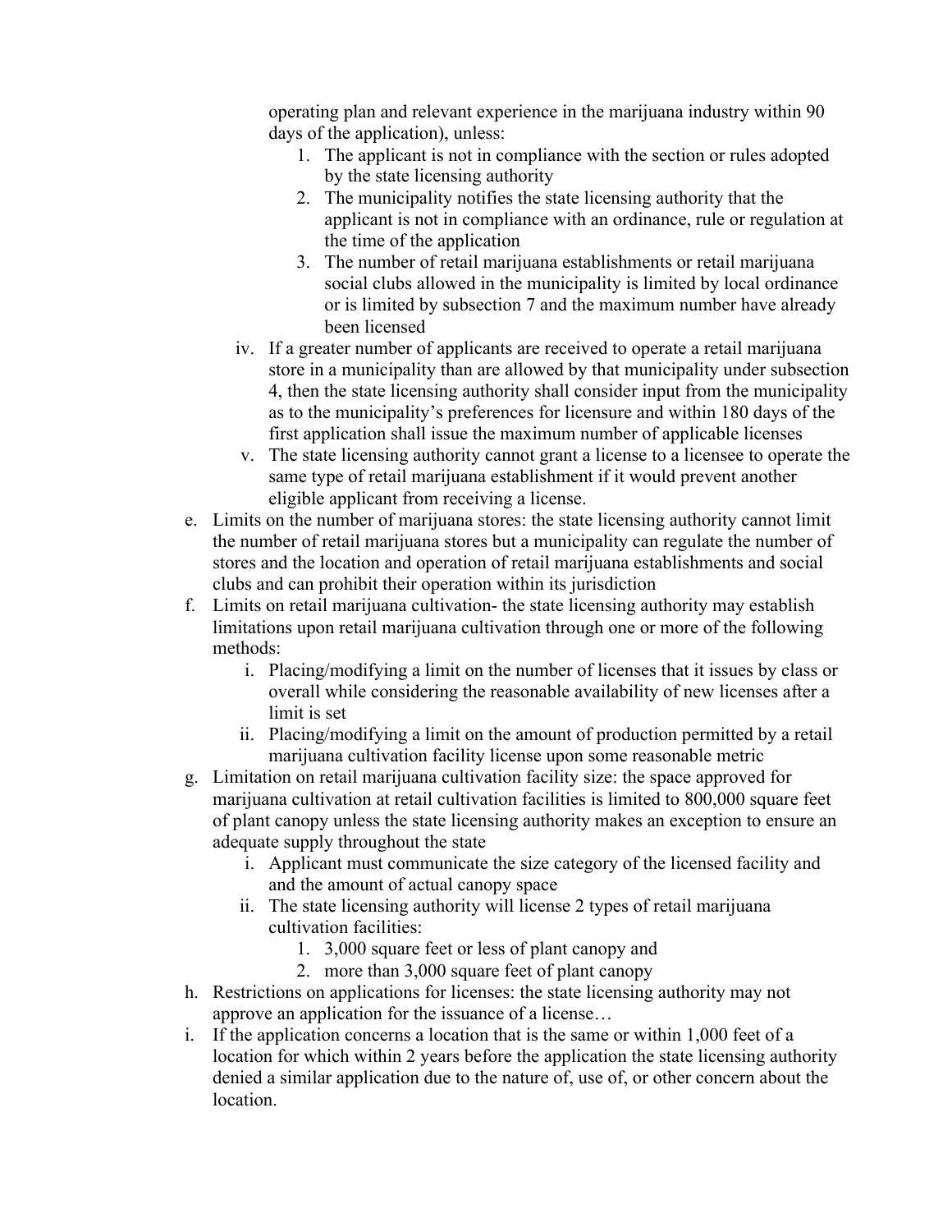operating plan and relevant experience in the marijuana industry within 90 days of the application), unless:

1. The applicant is not in compliance with the section or rules adopted by the state licensing authority
2. The municipality notifies the state licensing authority that the applicant is not in compliance with an ordinance, rule or regulation at the time of the application
3. The number of retail marijuana establishments or retail marijuana social clubs allowed in the municipality is limited by local ordinance or is limited by subsection 7 and the maximum number have already been licensed

iv. If a greater number of applicants are received to operate a retail marijuana store in a municipality than are allowed by that municipality under subsection 4, then the state licensing authority shall consider input from the municipality as to the municipality's preferences for licensure and within 180 days of the first application shall issue the maximum number of applicable licenses

v. The state licensing authority cannot grant a license to a licensee to operate the same type of retail marijuana establishment if it would prevent another eligible applicant from receiving a license.

e. Limits on the number of marijuana stores: the state licensing authority cannot limit the number of retail marijuana stores but a municipality can regulate the number of stores and the location and operation of retail marijuana establishments and social clubs and can prohibit their operation within its jurisdiction

f. Limits on retail marijuana cultivation- the state licensing authority may establish limitations upon retail marijuana cultivation through one or more of the following methods:

   i. Placing/modifying a limit on the number of licenses that it issues by class or overall while considering the reasonable availability of new licenses after a limit is set
   
   ii. Placing/modifying a limit on the amount of production permitted by a retail marijuana cultivation facility license upon some reasonable metric

g. Limitation on retail marijuana cultivation facility size: the space approved for marijuana cultivation at retail cultivation facilities is limited to 800,000 square feet of plant canopy unless the state licensing authority makes an exception to ensure an adequate supply throughout the state

   i. Applicant must communicate the size category of the licensed facility and and the amount of actual canopy space
   
   ii. The state licensing authority will license 2 types of retail marijuana cultivation facilities:
   
      1. 3,000 square feet or less of plant canopy and
      2. more than 3,000 square feet of plant canopy

h. Restrictions on applications for licenses: the state licensing authority may not approve an application for the issuance of a license…

i. If the application concerns a location that is the same or within 1,000 feet of a location for which within 2 years before the application the state licensing authority denied a similar application due to the nature of, use of, or other concern about the location.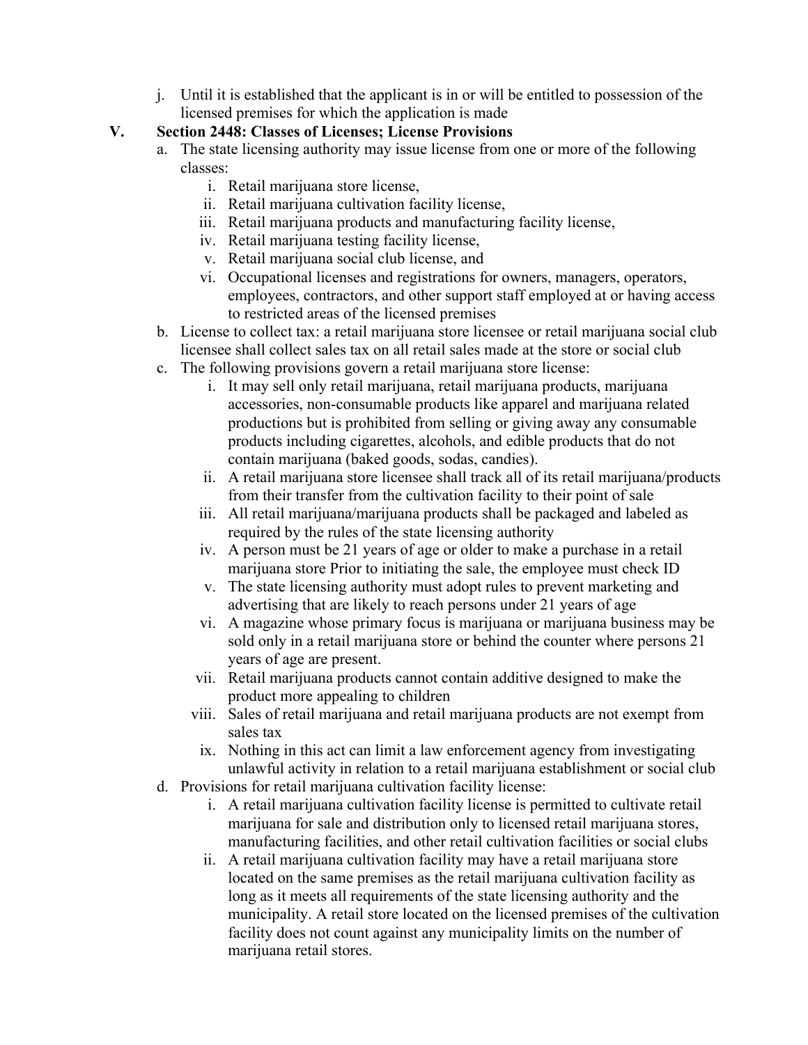j. Until it is established that the applicant is in or will be entitled to possession of the licensed premises for which the application is made

## V. Section 2448: Classes of Licenses; License Provisions

a. The state licensing authority may issue license from one or more of the following classes:
    i. Retail marijuana store license,
    ii. Retail marijuana cultivation facility license,
    iii. Retail marijuana products and manufacturing facility license,
    iv. Retail marijuana testing facility license,
    v. Retail marijuana social club license, and
    vi. Occupational licenses and registrations for owners, managers, operators, employees, contractors, and other support staff employed at or having access to restricted areas of the licensed premises

b. License to collect tax: a retail marijuana store licensee or retail marijuana social club licensee shall collect sales tax on all retail sales made at the store or social club

c. The following provisions govern a retail marijuana store license:
    i. It may sell only retail marijuana, retail marijuana products, marijuana accessories, non-consumable products like apparel and marijuana related productions but is prohibited from selling or giving away any consumable products including cigarettes, alcohols, and edible products that do not contain marijuana (baked goods, sodas, candies).
    ii. A retail marijuana store licensee shall track all of its retail marijuana/products from their transfer from the cultivation facility to their point of sale
    iii. All retail marijuana/marijuana products shall be packaged and labeled as required by the rules of the state licensing authority
    iv. A person must be 21 years of age or older to make a purchase in a retail marijuana store Prior to initiating the sale, the employee must check ID
    v. The state licensing authority must adopt rules to prevent marketing and advertising that are likely to reach persons under 21 years of age
    vi. A magazine whose primary focus is marijuana or marijuana business may be sold only in a retail marijuana store or behind the counter where persons 21 years of age are present.
    vii. Retail marijuana products cannot contain additive designed to make the product more appealing to children
    viii. Sales of retail marijuana and retail marijuana products are not exempt from sales tax
    ix. Nothing in this act can limit a law enforcement agency from investigating unlawful activity in relation to a retail marijuana establishment or social club

d. Provisions for retail marijuana cultivation facility license:
    i. A retail marijuana cultivation facility license is permitted to cultivate retail marijuana for sale and distribution only to licensed retail marijuana stores, manufacturing facilities, and other retail cultivation facilities or social clubs
    ii. A retail marijuana cultivation facility may have a retail marijuana store located on the same premises as the retail marijuana cultivation facility as long as it meets all requirements of the state licensing authority and the municipality. A retail store located on the licensed premises of the cultivation facility does not count against any municipality limits on the number of marijuana retail stores.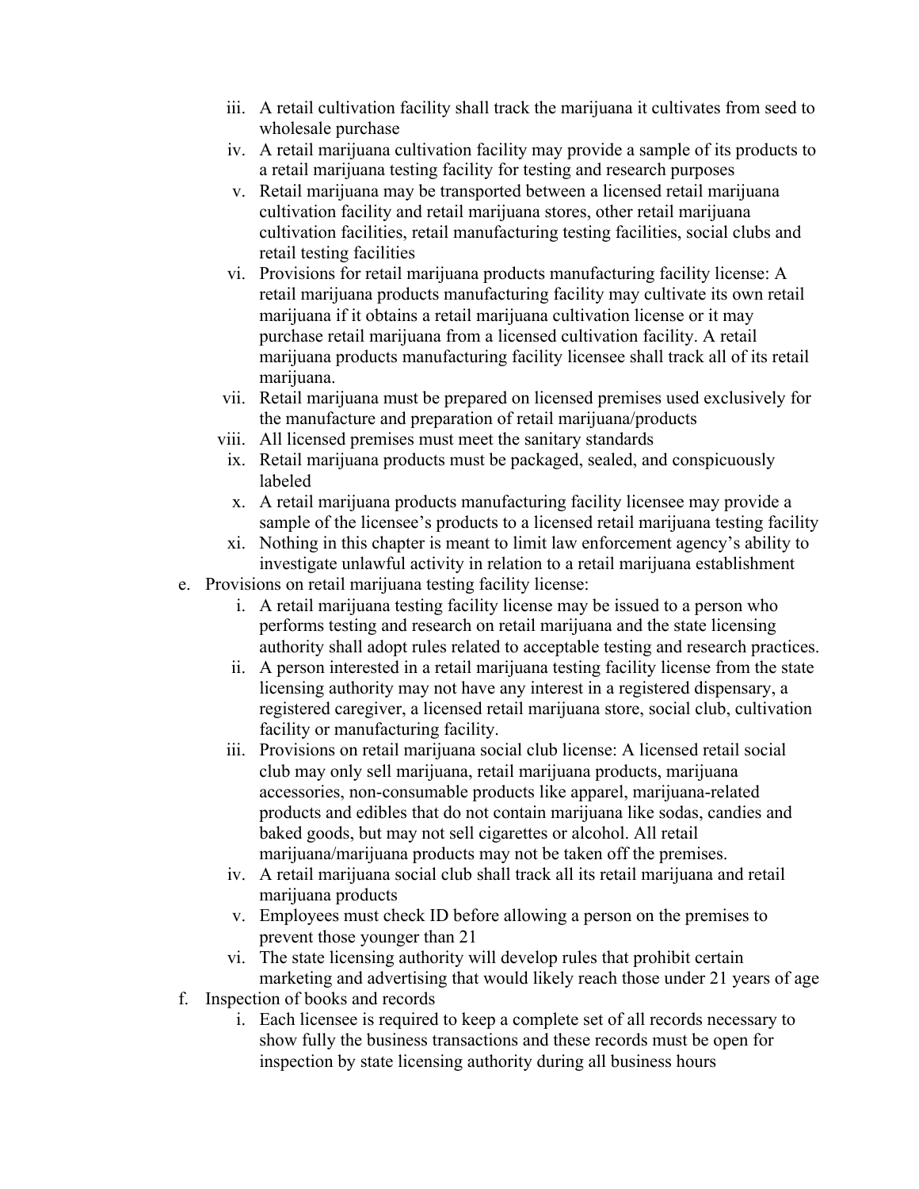iii. A retail cultivation facility shall track the marijuana it cultivates from seed to wholesale purchase
   iv. A retail marijuana cultivation facility may provide a sample of its products to a retail marijuana testing facility for testing and research purposes
   v. Retail marijuana may be transported between a licensed retail marijuana cultivation facility and retail marijuana stores, other retail marijuana cultivation facilities, retail manufacturing testing facilities, social clubs and retail testing facilities
   vi. Provisions for retail marijuana products manufacturing facility license: A retail marijuana products manufacturing facility may cultivate its own retail marijuana if it obtains a retail marijuana cultivation license or it may purchase retail marijuana from a licensed cultivation facility. A retail marijuana products manufacturing facility licensee shall track all of its retail marijuana.
   vii. Retail marijuana must be prepared on licensed premises used exclusively for the manufacture and preparation of retail marijuana/products
   viii. All licensed premises must meet the sanitary standards
   ix. Retail marijuana products must be packaged, sealed, and conspicuously labeled
   x. A retail marijuana products manufacturing facility licensee may provide a sample of the licensee's products to a licensed retail marijuana testing facility
   xi. Nothing in this chapter is meant to limit law enforcement agency's ability to investigate unlawful activity in relation to a retail marijuana establishment

e. Provisions on retail marijuana testing facility license:
   i. A retail marijuana testing facility license may be issued to a person who performs testing and research on retail marijuana and the state licensing authority shall adopt rules related to acceptable testing and research practices.
   ii. A person interested in a retail marijuana testing facility license from the state licensing authority may not have any interest in a registered dispensary, a registered caregiver, a licensed retail marijuana store, social club, cultivation facility or manufacturing facility.
   iii. Provisions on retail marijuana social club license: A licensed retail social club may only sell marijuana, retail marijuana products, marijuana accessories, non-consumable products like apparel, marijuana-related products and edibles that do not contain marijuana like sodas, candies and baked goods, but may not sell cigarettes or alcohol. All retail marijuana/marijuana products may not be taken off the premises.
   iv. A retail marijuana social club shall track all its retail marijuana and retail marijuana products
   v. Employees must check ID before allowing a person on the premises to prevent those younger than 21
   vi. The state licensing authority will develop rules that prohibit certain marketing and advertising that would likely reach those under 21 years of age

f. Inspection of books and records
   i. Each licensee is required to keep a complete set of all records necessary to show fully the business transactions and these records must be open for inspection by state licensing authority during all business hours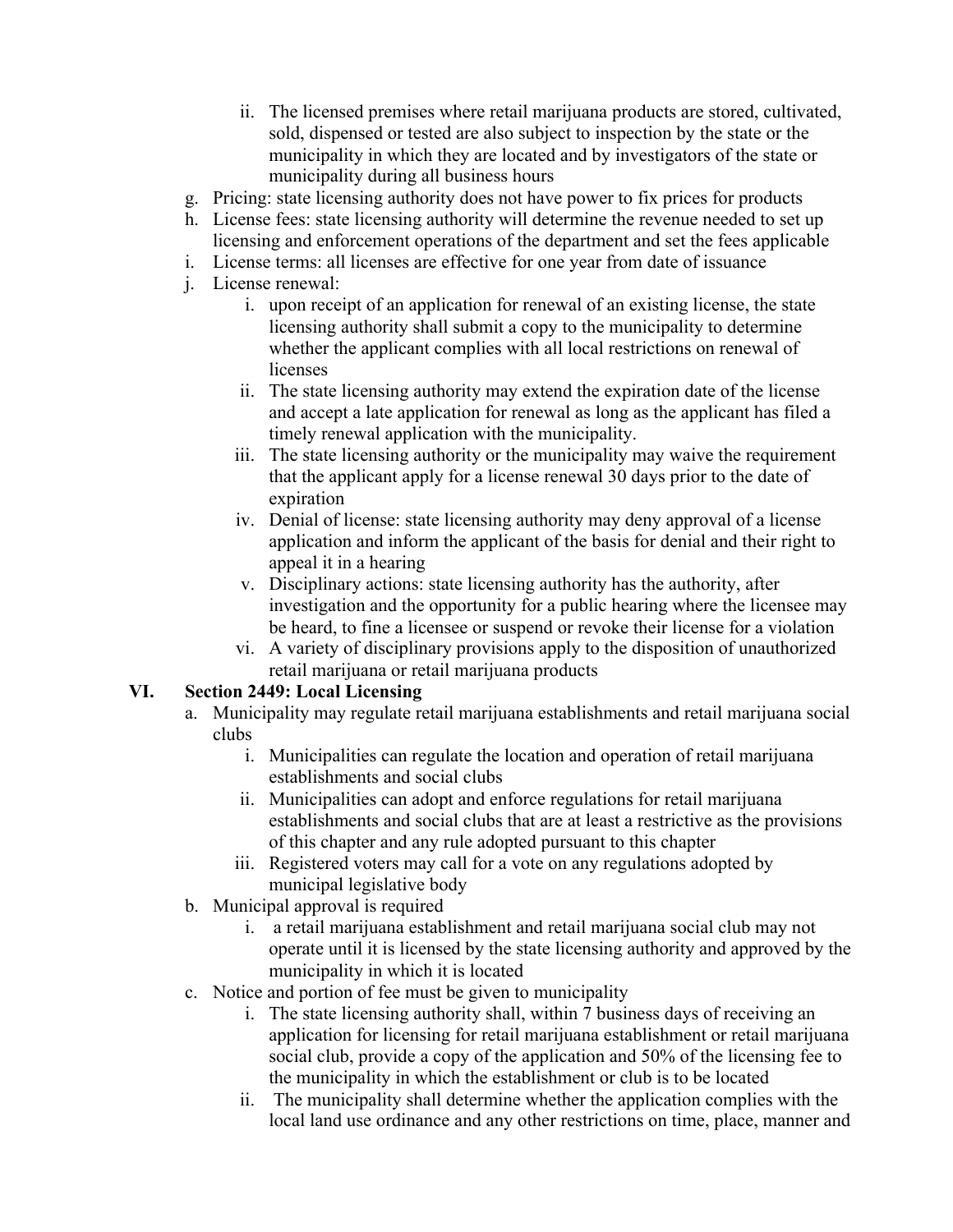ii. The licensed premises where retail marijuana products are stored, cultivated, sold, dispensed or tested are also subject to inspection by the state or the municipality in which they are located and by investigators of the state or municipality during all business hours

g. Pricing: state licensing authority does not have power to fix prices for products
h. License fees: state licensing authority will determine the revenue needed to set up licensing and enforcement operations of the department and set the fees applicable
i. License terms: all licenses are effective for one year from date of issuance
j. License renewal:
   i. upon receipt of an application for renewal of an existing license, the state licensing authority shall submit a copy to the municipality to determine whether the applicant complies with all local restrictions on renewal of licenses
   ii. The state licensing authority may extend the expiration date of the license and accept a late application for renewal as long as the applicant has filed a timely renewal application with the municipality.
   iii. The state licensing authority or the municipality may waive the requirement that the applicant apply for a license renewal 30 days prior to the date of expiration
   iv. Denial of license: state licensing authority may deny approval of a license application and inform the applicant of the basis for denial and their right to appeal it in a hearing
   v. Disciplinary actions: state licensing authority has the authority, after investigation and the opportunity for a public hearing where the licensee may be heard, to fine a licensee or suspend or revoke their license for a violation
   vi. A variety of disciplinary provisions apply to the disposition of unauthorized retail marijuana or retail marijuana products

## VI. Section 2449: Local Licensing

a. Municipality may regulate retail marijuana establishments and retail marijuana social clubs
   i. Municipalities can regulate the location and operation of retail marijuana establishments and social clubs
   ii. Municipalities can adopt and enforce regulations for retail marijuana establishments and social clubs that are at least a restrictive as the provisions of this chapter and any rule adopted pursuant to this chapter
   iii. Registered voters may call for a vote on any regulations adopted by municipal legislative body
b. Municipal approval is required
   i. a retail marijuana establishment and retail marijuana social club may not operate until it is licensed by the state licensing authority and approved by the municipality in which it is located
c. Notice and portion of fee must be given to municipality
   i. The state licensing authority shall, within 7 business days of receiving an application for licensing for retail marijuana establishment or retail marijuana social club, provide a copy of the application and 50% of the licensing fee to the municipality in which the establishment or club is to be located
   ii. The municipality shall determine whether the application complies with the local land use ordinance and any other restrictions on time, place, manner and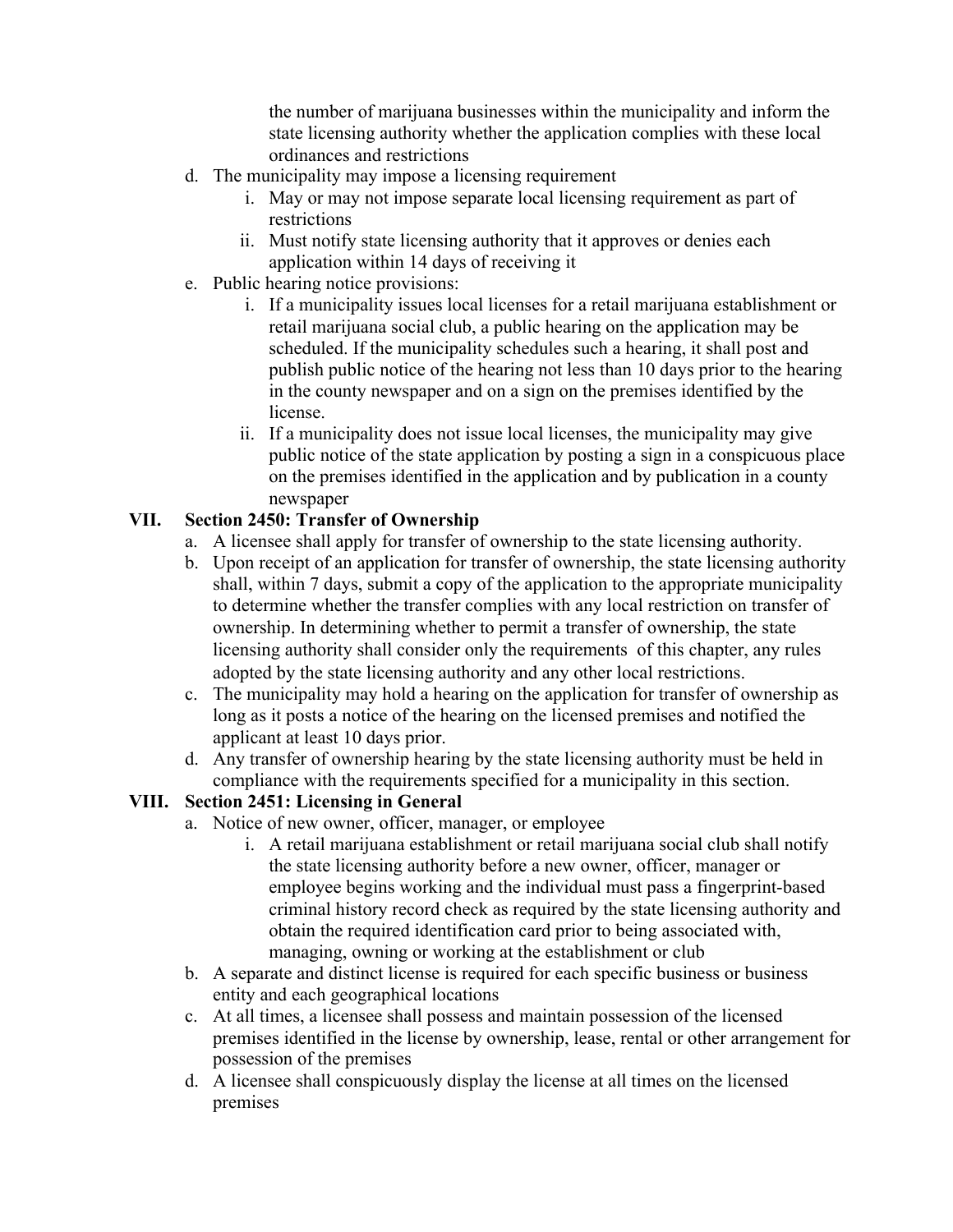the number of marijuana businesses within the municipality and inform the state licensing authority whether the application complies with these local ordinances and restrictions

d. The municipality may impose a licensing requirement
   i. May or may not impose separate local licensing requirement as part of restrictions
   ii. Must notify state licensing authority that it approves or denies each application within 14 days of receiving it
e. Public hearing notice provisions:
   i. If a municipality issues local licenses for a retail marijuana establishment or retail marijuana social club, a public hearing on the application may be scheduled. If the municipality schedules such a hearing, it shall post and publish public notice of the hearing not less than 10 days prior to the hearing in the county newspaper and on a sign on the premises identified by the license.
   ii. If a municipality does not issue local licenses, the municipality may give public notice of the state application by posting a sign in a conspicuous place on the premises identified in the application and by publication in a county newspaper

**VII. Section 2450: Transfer of Ownership**

a. A licensee shall apply for transfer of ownership to the state licensing authority.
b. Upon receipt of an application for transfer of ownership, the state licensing authority shall, within 7 days, submit a copy of the application to the appropriate municipality to determine whether the transfer complies with any local restriction on transfer of ownership. In determining whether to permit a transfer of ownership, the state licensing authority shall consider only the requirements of this chapter, any rules adopted by the state licensing authority and any other local restrictions.
c. The municipality may hold a hearing on the application for transfer of ownership as long as it posts a notice of the hearing on the licensed premises and notified the applicant at least 10 days prior.
d. Any transfer of ownership hearing by the state licensing authority must be held in compliance with the requirements specified for a municipality in this section.

**VIII. Section 2451: Licensing in General**

a. Notice of new owner, officer, manager, or employee
   i. A retail marijuana establishment or retail marijuana social club shall notify the state licensing authority before a new owner, officer, manager or employee begins working and the individual must pass a fingerprint-based criminal history record check as required by the state licensing authority and obtain the required identification card prior to being associated with, managing, owning or working at the establishment or club
b. A separate and distinct license is required for each specific business or business entity and each geographical locations
c. At all times, a licensee shall possess and maintain possession of the licensed premises identified in the license by ownership, lease, rental or other arrangement for possession of the premises
d. A licensee shall conspicuously display the license at all times on the licensed premises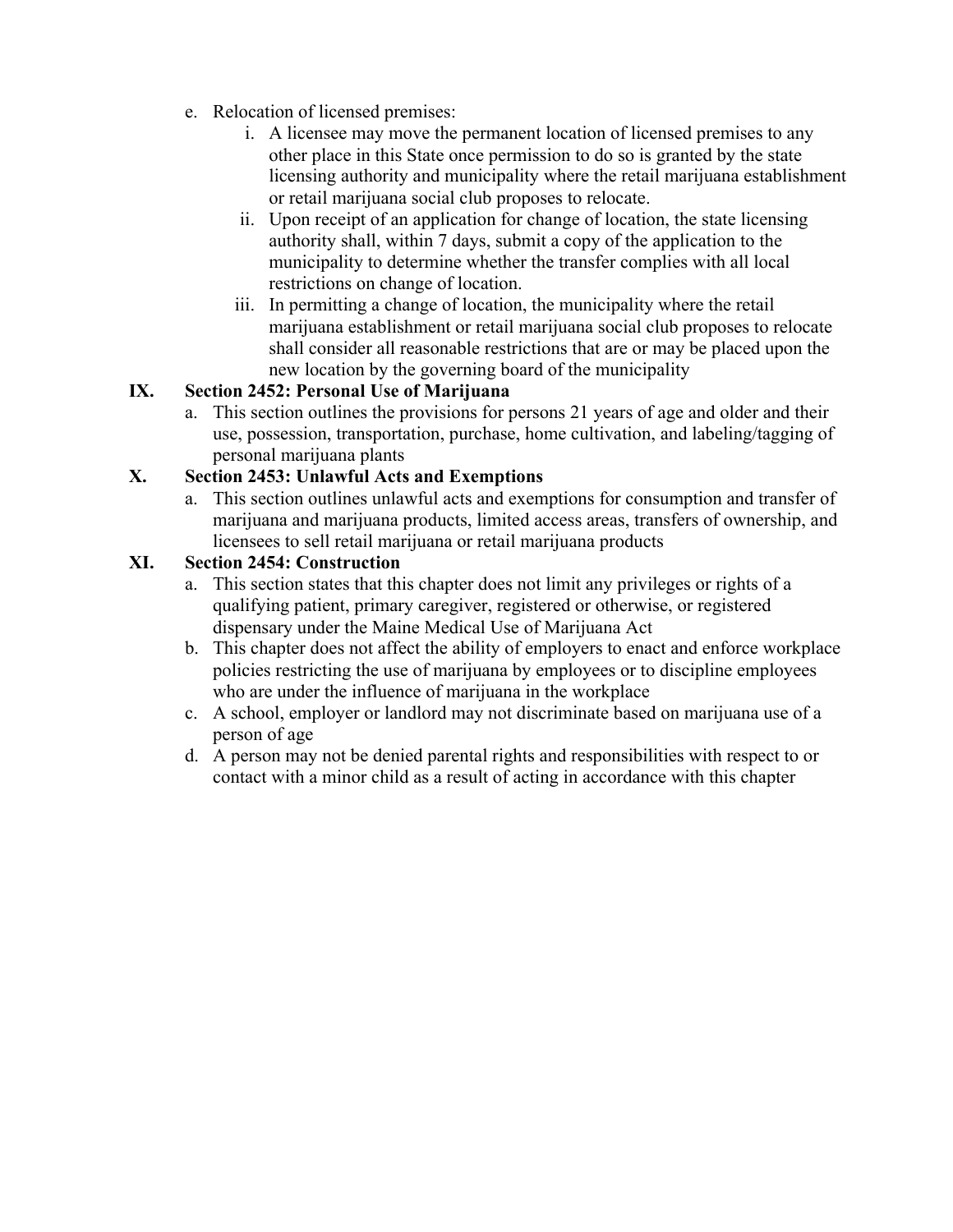e. Relocation of licensed premises:
    i. A licensee may move the permanent location of licensed premises to any other place in this State once permission to do so is granted by the state licensing authority and municipality where the retail marijuana establishment or retail marijuana social club proposes to relocate.
    ii. Upon receipt of an application for change of location, the state licensing authority shall, within 7 days, submit a copy of the application to the municipality to determine whether the transfer complies with all local restrictions on change of location.
    iii. In permitting a change of location, the municipality where the retail marijuana establishment or retail marijuana social club proposes to relocate shall consider all reasonable restrictions that are or may be placed upon the new location by the governing board of the municipality

**IX. Section 2452: Personal Use of Marijuana**

a. This section outlines the provisions for persons 21 years of age and older and their use, possession, transportation, purchase, home cultivation, and labeling/tagging of personal marijuana plants

**X. Section 2453: Unlawful Acts and Exemptions**

a. This section outlines unlawful acts and exemptions for consumption and transfer of marijuana and marijuana products, limited access areas, transfers of ownership, and licensees to sell retail marijuana or retail marijuana products

**XI. Section 2454: Construction**

a. This section states that this chapter does not limit any privileges or rights of a qualifying patient, primary caregiver, registered or otherwise, or registered dispensary under the Maine Medical Use of Marijuana Act
b. This chapter does not affect the ability of employers to enact and enforce workplace policies restricting the use of marijuana by employees or to discipline employees who are under the influence of marijuana in the workplace
c. A school, employer or landlord may not discriminate based on marijuana use of a person of age
d. A person may not be denied parental rights and responsibilities with respect to or contact with a minor child as a result of acting in accordance with this chapter